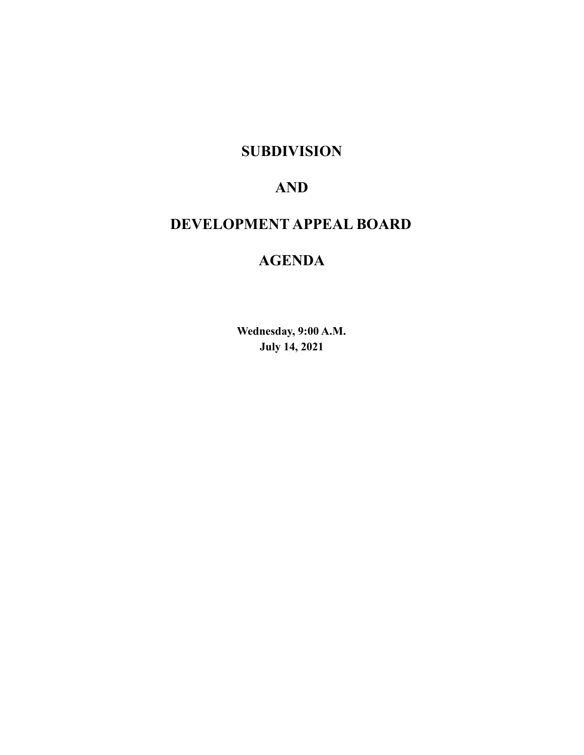# SUBDIVISION

# AND

# DEVELOPMENT APPEAL BOARD

# AGENDA

**Wednesday, 9:00 A.M.**
**July 14, 2021**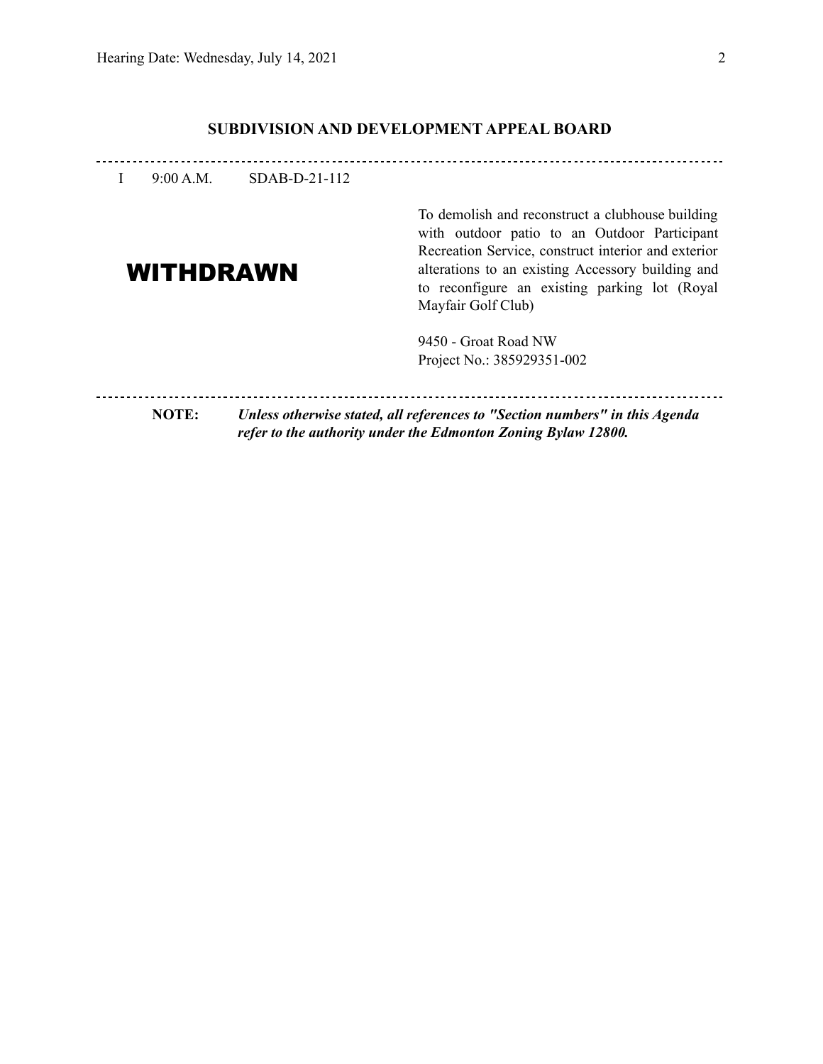## SUBDIVISION AND DEVELOPMENT APPEAL BOARD

---

I 9:00 A.M. SDAB-D-21-112

**WITHDRAWN**

To demolish and reconstruct a clubhouse building with outdoor patio to an Outdoor Participant Recreation Service, construct interior and exterior alterations to an existing Accessory building and to reconfigure an existing parking lot (Royal Mayfair Golf Club)

9450 - Groat Road NW
Project No.: 385929351-002

---

**NOTE:** ***Unless otherwise stated, all references to "Section numbers" in this Agenda refer to the authority under the Edmonton Zoning Bylaw 12800.***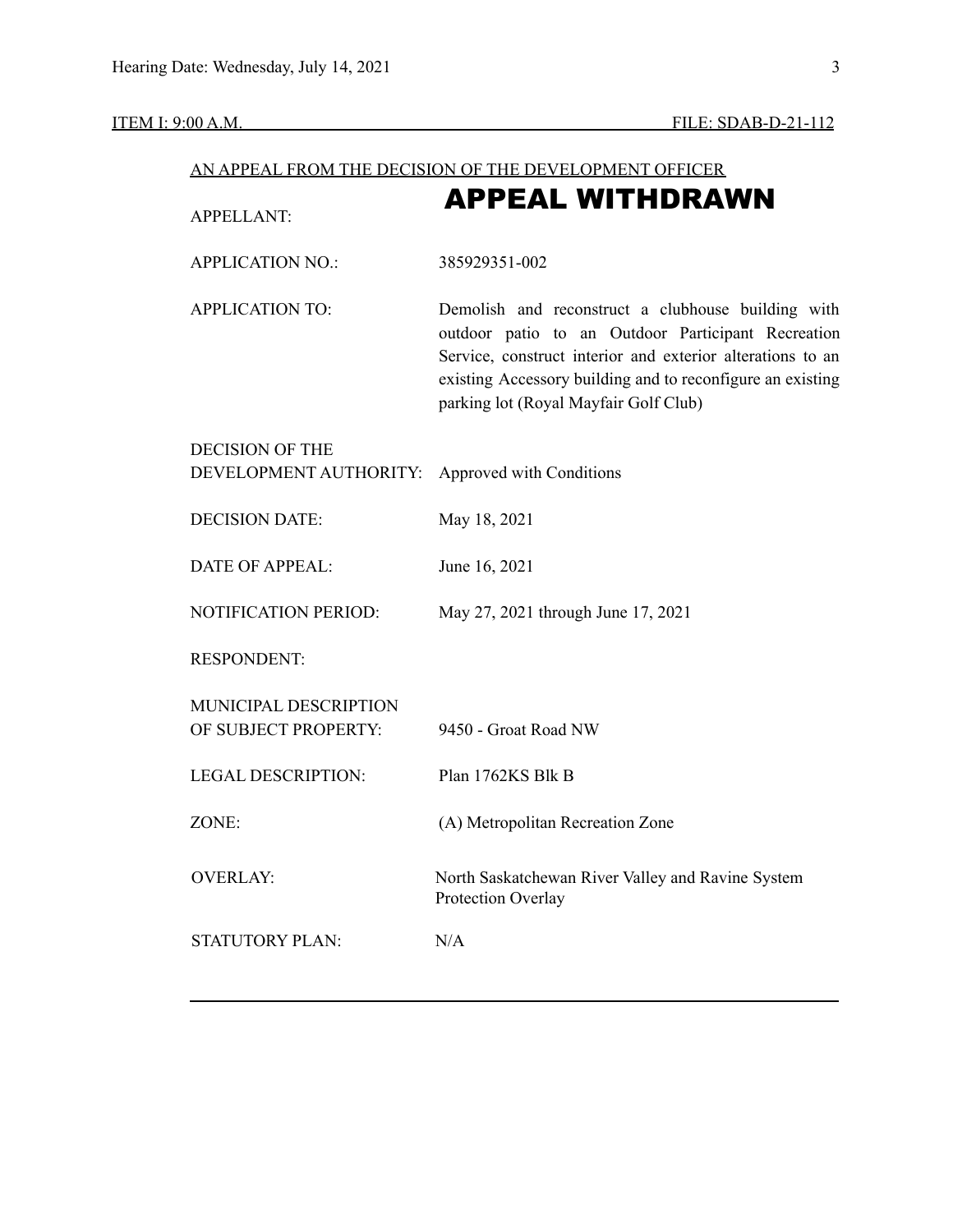ITEM I: 9:00 A.M. FILE: SDAB-D-21-112

AN APPEAL FROM THE DECISION OF THE DEVELOPMENT OFFICER

# APPEAL WITHDRAWN

| | |
|---|---|
| APPELLANT: | |
| APPLICATION NO.: | 385929351-002 |
| APPLICATION TO: | Demolish and reconstruct a clubhouse building with outdoor patio to an Outdoor Participant Recreation Service, construct interior and exterior alterations to an existing Accessory building and to reconfigure an existing parking lot (Royal Mayfair Golf Club) |
| DECISION OF THE DEVELOPMENT AUTHORITY: | Approved with Conditions |
| DECISION DATE: | May 18, 2021 |
| DATE OF APPEAL: | June 16, 2021 |
| NOTIFICATION PERIOD: | May 27, 2021 through June 17, 2021 |
| RESPONDENT: | |
| MUNICIPAL DESCRIPTION OF SUBJECT PROPERTY: | 9450 - Groat Road NW |
| LEGAL DESCRIPTION: | Plan 1762KS Blk B |
| ZONE: | (A) Metropolitan Recreation Zone |
| OVERLAY: | North Saskatchewan River Valley and Ravine System Protection Overlay |
| STATUTORY PLAN: | N/A |